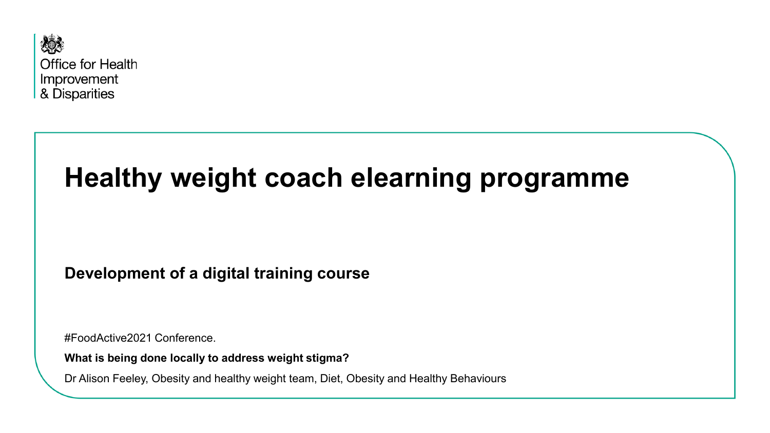Office for Health Improvement & Disparities

# Healthy weight coach elearning programme

**Development of a digital training course**

#FoodActive2021 Conference.

**What is being done locally to address weight stigma?**

Dr Alison Feeley, Obesity and healthy weight team, Diet, Obesity and Healthy Behaviours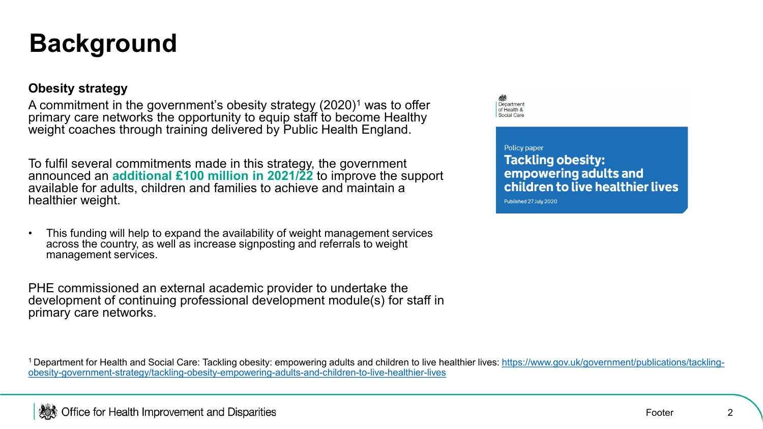# Background

### Obesity strategy

A commitment in the government's obesity strategy (2020)[1] was to offer primary care networks the opportunity to equip staff to become Healthy weight coaches through training delivered by Public Health England.

To fulfil several commitments made in this strategy, the government announced an **additional £100 million in 2021/22** to improve the support available for adults, children and families to achieve and maintain a healthier weight.

- This funding will help to expand the availability of weight management services across the country, as well as increase signposting and referrals to weight management services.

PHE commissioned an external academic provider to undertake the development of continuing professional development module(s) for staff in primary care networks.

Department of Health & Social Care

Policy paper
**Tackling obesity: empowering adults and children to live healthier lives**
Published 27 July 2020

[1] Department for Health and Social Care: Tackling obesity: empowering adults and children to live healthier lives: https://www.gov.uk/government/publications/tackling-obesity-government-strategy/tackling-obesity-empowering-adults-and-children-to-live-healthier-lives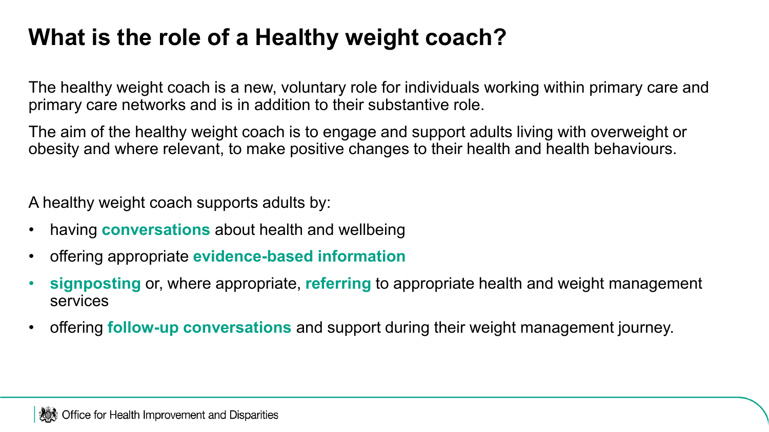# What is the role of a Healthy weight coach?

The healthy weight coach is a new, voluntary role for individuals working within primary care and primary care networks and is in addition to their substantive role.

The aim of the healthy weight coach is to engage and support adults living with overweight or obesity and where relevant, to make positive changes to their health and health behaviours.

A healthy weight coach supports adults by:

- having **conversations** about health and wellbeing
- offering appropriate **evidence-based information**
- **signposting** or, where appropriate, **referring** to appropriate health and weight management services
- offering **follow-up conversations** and support during their weight management journey.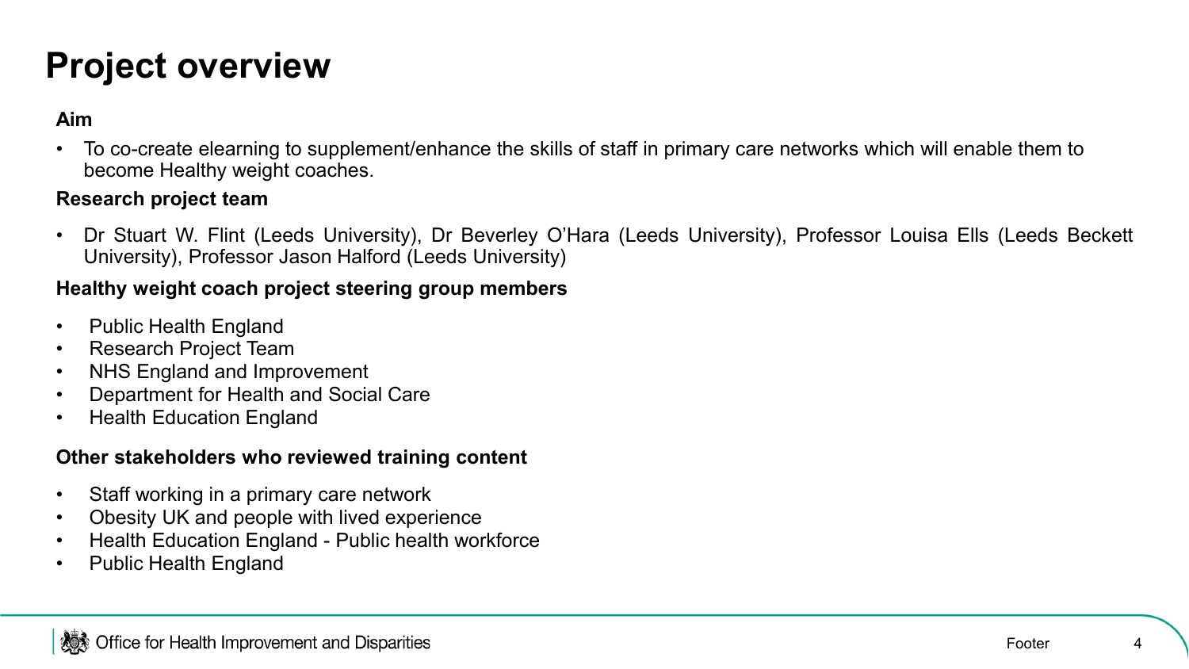# Project overview

**Aim**

- To co-create elearning to supplement/enhance the skills of staff in primary care networks which will enable them to become Healthy weight coaches.

**Research project team**

- Dr Stuart W. Flint (Leeds University), Dr Beverley O'Hara (Leeds University), Professor Louisa Ells (Leeds Beckett University), Professor Jason Halford (Leeds University)

**Healthy weight coach project steering group members**

- Public Health England
- Research Project Team
- NHS England and Improvement
- Department for Health and Social Care
- Health Education England

**Other stakeholders who reviewed training content**

- Staff working in a primary care network
- Obesity UK and people with lived experience
- Health Education England - Public health workforce
- Public Health England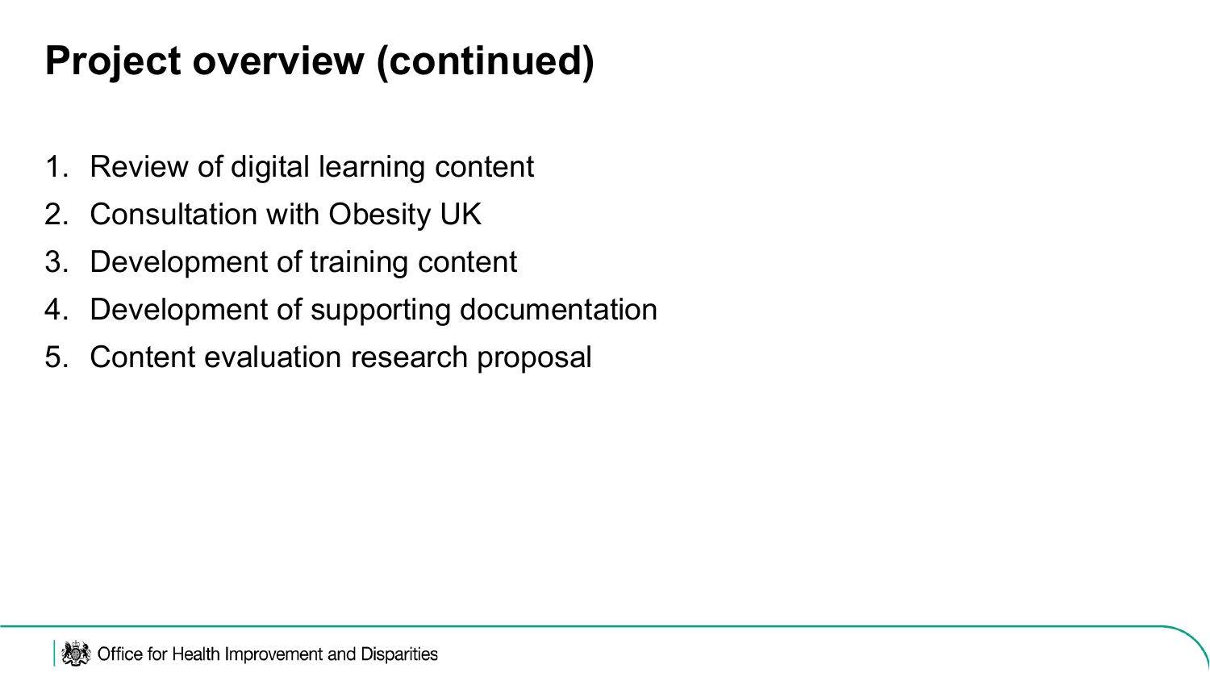# Project overview (continued)

1. Review of digital learning content
2. Consultation with Obesity UK
3. Development of training content
4. Development of supporting documentation
5. Content evaluation research proposal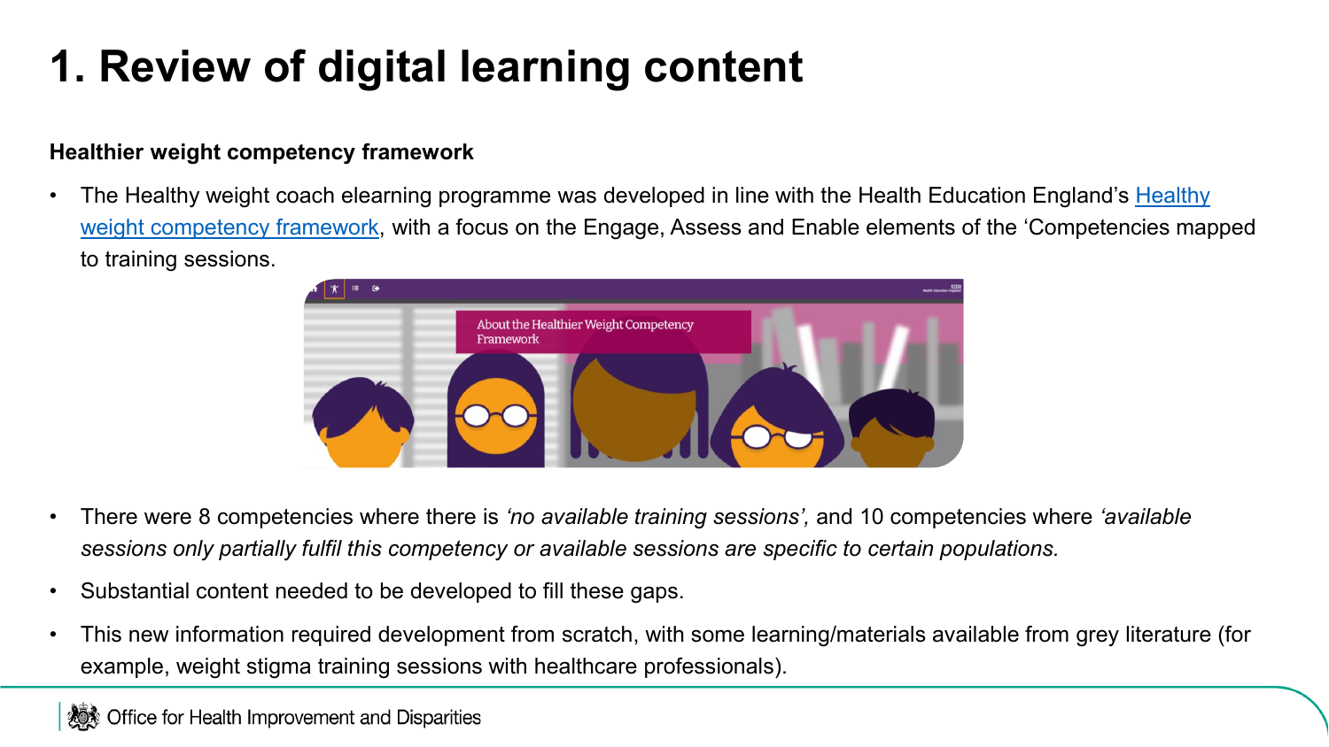# 1. Review of digital learning content

**Healthier weight competency framework**

- The Healthy weight coach elearning programme was developed in line with the Health Education England's Healthy weight competency framework, with a focus on the Engage, Assess and Enable elements of the 'Competencies mapped to training sessions.

- There were 8 competencies where there is *'no available training sessions',* and 10 competencies where *'available sessions only partially fulfil this competency or available sessions are specific to certain populations.*
- Substantial content needed to be developed to fill these gaps.
- This new information required development from scratch, with some learning/materials available from grey literature (for example, weight stigma training sessions with healthcare professionals).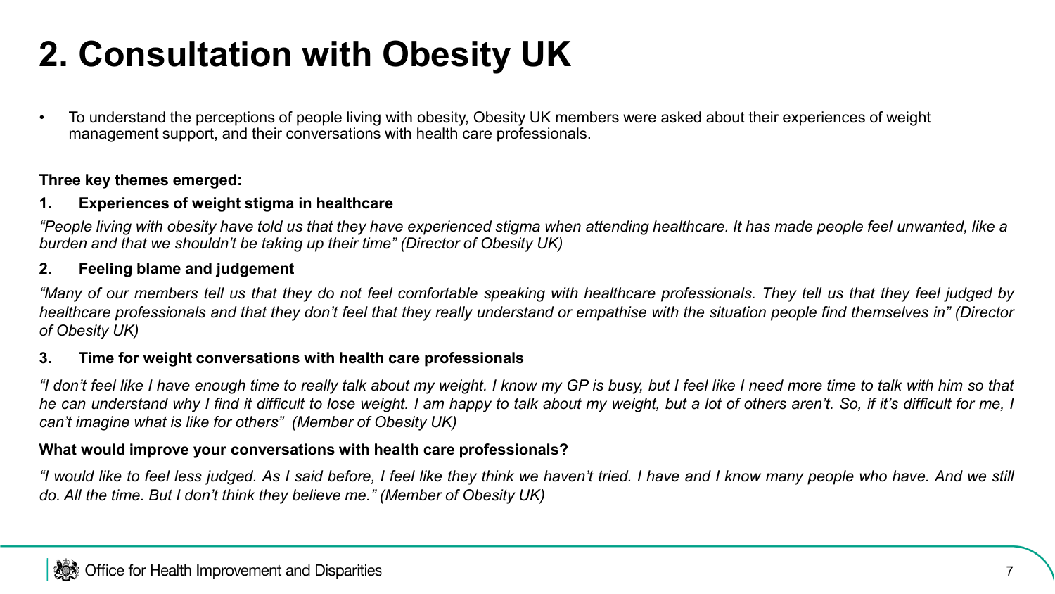# 2. Consultation with Obesity UK

- To understand the perceptions of people living with obesity, Obesity UK members were asked about their experiences of weight management support, and their conversations with health care professionals.

**Three key themes emerged:**

**1. Experiences of weight stigma in healthcare**

*"People living with obesity have told us that they have experienced stigma when attending healthcare. It has made people feel unwanted, like a burden and that we shouldn't be taking up their time" (Director of Obesity UK)*

**2. Feeling blame and judgement**

*"Many of our members tell us that they do not feel comfortable speaking with healthcare professionals. They tell us that they feel judged by healthcare professionals and that they don't feel that they really understand or empathise with the situation people find themselves in" (Director of Obesity UK)*

**3. Time for weight conversations with health care professionals**

*"I don't feel like I have enough time to really talk about my weight. I know my GP is busy, but I feel like I need more time to talk with him so that he can understand why I find it difficult to lose weight. I am happy to talk about my weight, but a lot of others aren't. So, if it's difficult for me, I can't imagine what is like for others" (Member of Obesity UK)*

**What would improve your conversations with health care professionals?**

*"I would like to feel less judged. As I said before, I feel like they think we haven't tried. I have and I know many people who have. And we still do. All the time. But I don't think they believe me." (Member of Obesity UK)*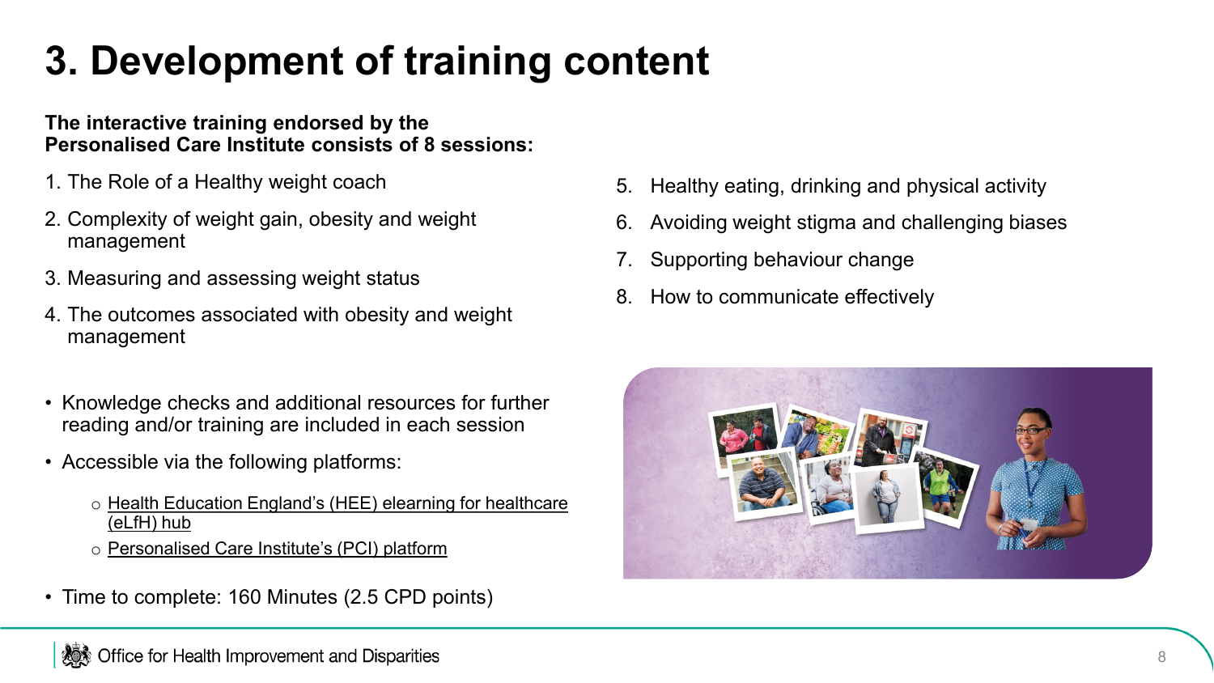# 3. Development of training content

**The interactive training endorsed by the Personalised Care Institute consists of 8 sessions:**

1. The Role of a Healthy weight coach
2. Complexity of weight gain, obesity and weight management
3. Measuring and assessing weight status
4. The outcomes associated with obesity and weight management
5. Healthy eating, drinking and physical activity
6. Avoiding weight stigma and challenging biases
7. Supporting behaviour change
8. How to communicate effectively

- Knowledge checks and additional resources for further reading and/or training are included in each session
- Accessible via the following platforms:
  - Health Education England's (HEE) elearning for healthcare (eLfH) hub
  - Personalised Care Institute's (PCI) platform
- Time to complete: 160 Minutes (2.5 CPD points)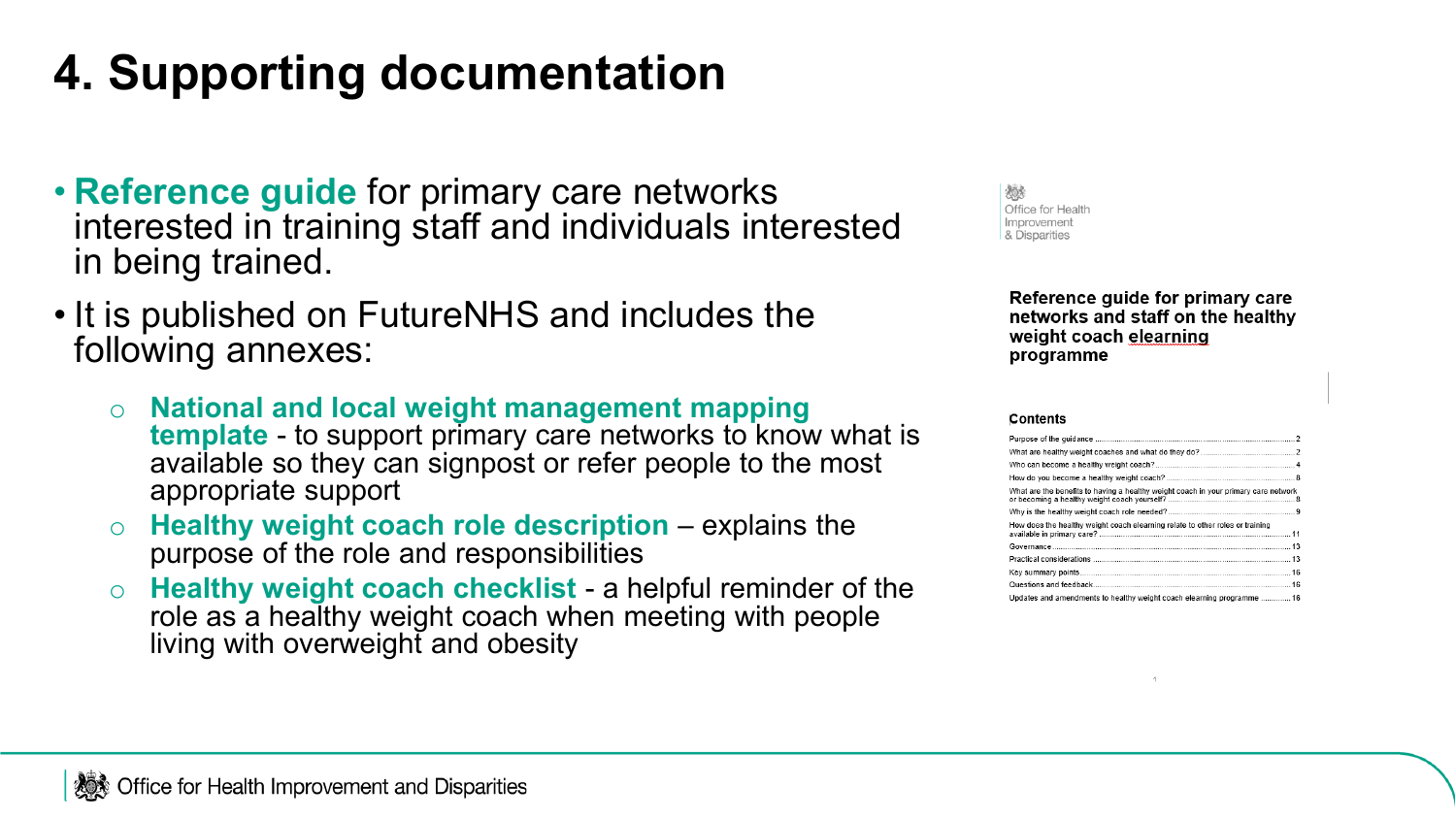# 4. Supporting documentation

- **Reference guide** for primary care networks interested in training staff and individuals interested in being trained.
- It is published on FutureNHS and includes the following annexes:
  - **National and local weight management mapping template** - to support primary care networks to know what is available so they can signpost or refer people to the most appropriate support
  - **Healthy weight coach role description** – explains the purpose of the role and responsibilities
  - **Healthy weight coach checklist** - a helpful reminder of the role as a healthy weight coach when meeting with people living with overweight and obesity

Office for Health Improvement & Disparities

**Reference guide for primary care networks and staff on the healthy weight coach elearning programme**

**Contents**

- Purpose of the guidance ........ 2
- What are healthy weight coaches and what do they do? ........ 2
- Who can become a healthy weight coach? ........ 4
- How do you become a healthy weight coach? ........ 8
- What are the benefits to having a healthy weight coach in your primary care network or becoming a healthy weight coach yourself? ........ 8
- Why is the healthy weight coach role needed? ........ 9
- How does the healthy weight coach elearning relate to other roles or training available in primary care? ........ 11
- Governance ........ 13
- Practical considerations ........ 13
- Key summary points ........ 16
- Questions and feedback ........ 16
- Updates and amendments to healthy weight coach elearning programme ........ 16

Office for Health Improvement and Disparities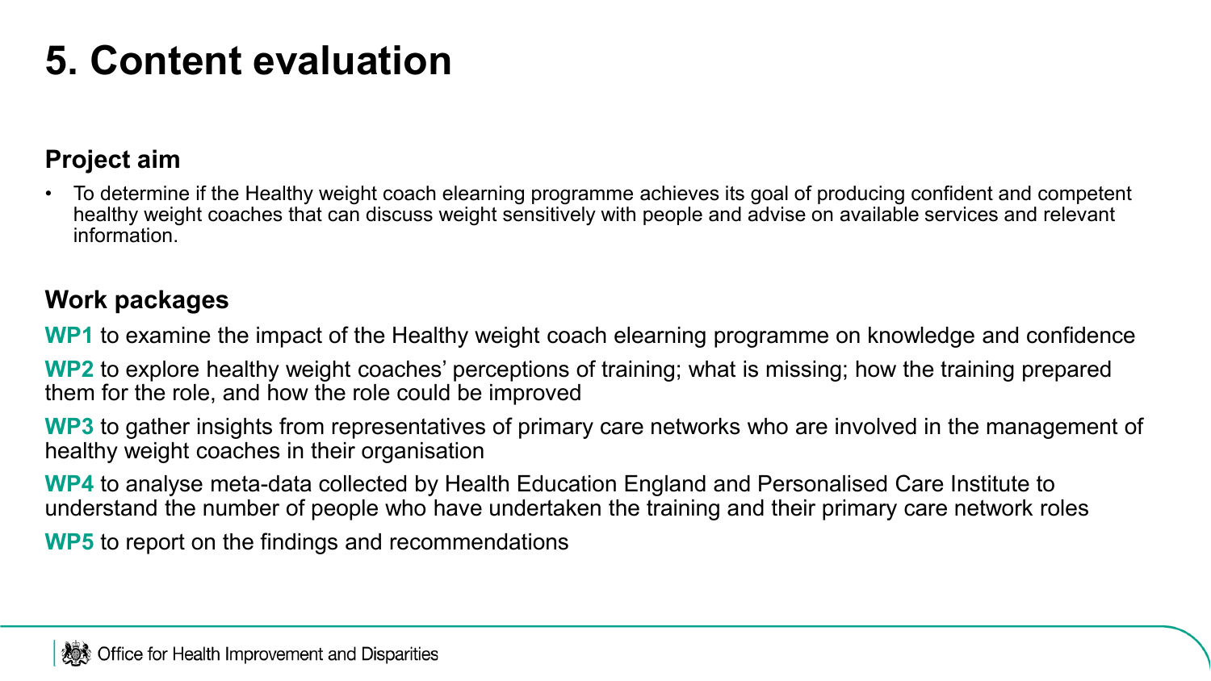# 5. Content evaluation

## Project aim

- To determine if the Healthy weight coach elearning programme achieves its goal of producing confident and competent healthy weight coaches that can discuss weight sensitively with people and advise on available services and relevant information.

## Work packages

**WP1** to examine the impact of the Healthy weight coach elearning programme on knowledge and confidence

**WP2** to explore healthy weight coaches' perceptions of training; what is missing; how the training prepared them for the role, and how the role could be improved

**WP3** to gather insights from representatives of primary care networks who are involved in the management of healthy weight coaches in their organisation

**WP4** to analyse meta-data collected by Health Education England and Personalised Care Institute to understand the number of people who have undertaken the training and their primary care network roles

**WP5** to report on the findings and recommendations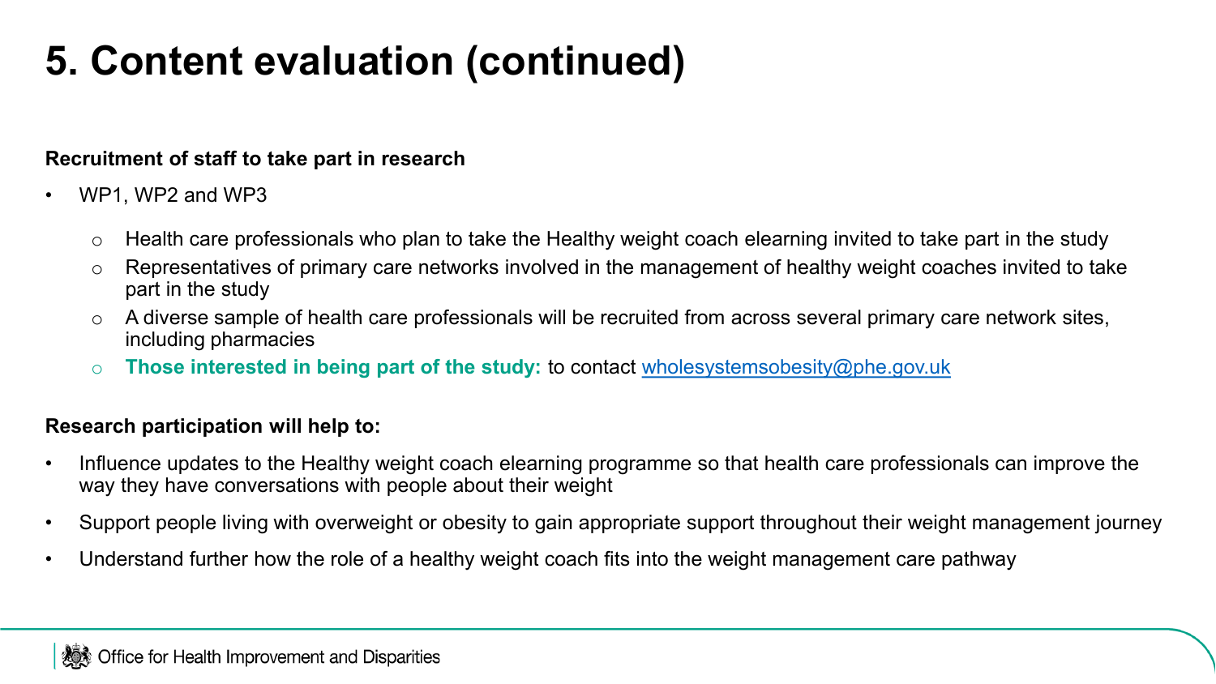# 5. Content evaluation (continued)

**Recruitment of staff to take part in research**

- WP1, WP2 and WP3
  - Health care professionals who plan to take the Healthy weight coach elearning invited to take part in the study
  - Representatives of primary care networks involved in the management of healthy weight coaches invited to take part in the study
  - A diverse sample of health care professionals will be recruited from across several primary care network sites, including pharmacies
  - **Those interested in being part of the study:** to contact wholesystemsobesity@phe.gov.uk

**Research participation will help to:**

- Influence updates to the Healthy weight coach elearning programme so that health care professionals can improve the way they have conversations with people about their weight
- Support people living with overweight or obesity to gain appropriate support throughout their weight management journey
- Understand further how the role of a healthy weight coach fits into the weight management care pathway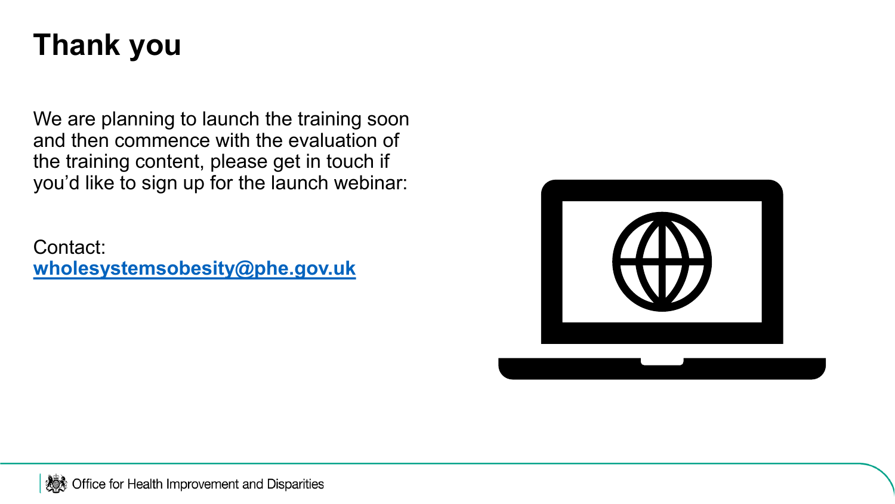# Thank you

We are planning to launch the training soon and then commence with the evaluation of the training content, please get in touch if you'd like to sign up for the launch webinar:

Contact:
**wholesystemsobesity@phe.gov.uk**